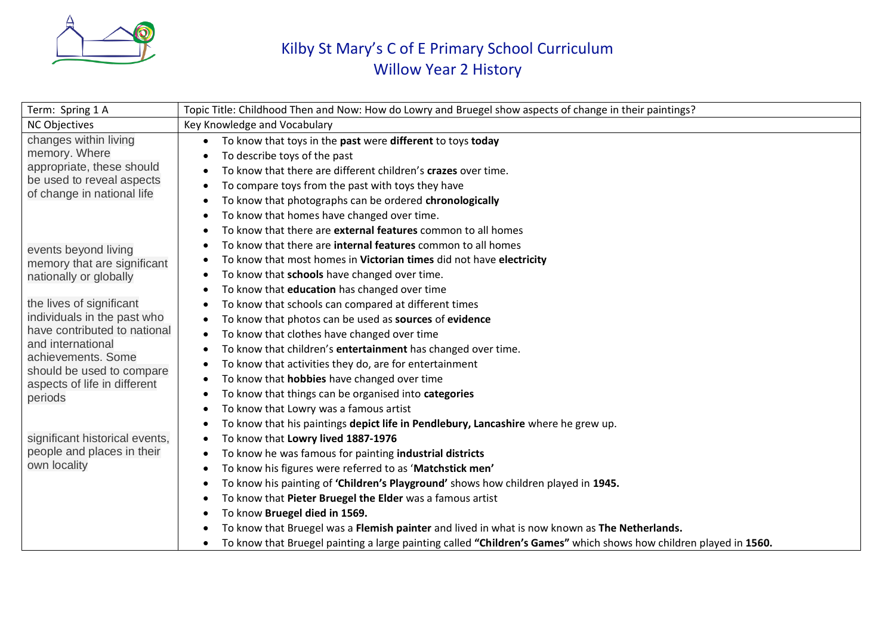# Kilby St Mary's C of E Primary School Curriculum
## Willow Year 2 History

| Term: Spring 1 A | Topic Title: Childhood Then and Now: How do Lowry and Bruegel show aspects of change in their paintings? |
|---|---|
| NC Objectives | Key Knowledge and Vocabulary |
| changes within living memory. Where appropriate, these should be used to reveal aspects of change in national life<br><br>events beyond living memory that are significant nationally or globally<br><br>the lives of significant individuals in the past who have contributed to national and international achievements. Some should be used to compare aspects of life in different periods<br><br>significant historical events, people and places in their own locality | • To know that toys in the **past** were **different** to toys **today**<br>• To describe toys of the past<br>• To know that there are different children's **crazes** over time.<br>• To compare toys from the past with toys they have<br>• To know that photographs can be ordered **chronologically**<br>• To know that homes have changed over time.<br>• To know that there are **external features** common to all homes<br>• To know that there are **internal features** common to all homes<br>• To know that most homes in **Victorian times** did not have **electricity**<br>• To know that **schools** have changed over time.<br>• To know that **education** has changed over time<br>• To know that schools can compared at different times<br>• To know that photos can be used as **sources** of **evidence**<br>• To know that clothes have changed over time<br>• To know that children's **entertainment** has changed over time.<br>• To know that activities they do, are for entertainment<br>• To know that **hobbies** have changed over time<br>• To know that things can be organised into **categories**<br>• To know that Lowry was a famous artist<br>• To know that his paintings **depict life in Pendlebury, Lancashire** where he grew up.<br>• To know that **Lowry lived 1887-1976**<br>• To know he was famous for painting **industrial districts**<br>• To know his figures were referred to as '**Matchstick men'**<br>• To know his painting of **'Children's Playground'** shows how children played in **1945.**<br>• To know that **Pieter Bruegel the Elder** was a famous artist<br>• To know **Bruegel died in 1569.**<br>• To know that Bruegel was a **Flemish painter** and lived in what is now known as **The Netherlands.**<br>• To know that Bruegel painting a large painting called **"Children's Games"** which shows how children played in **1560.** |